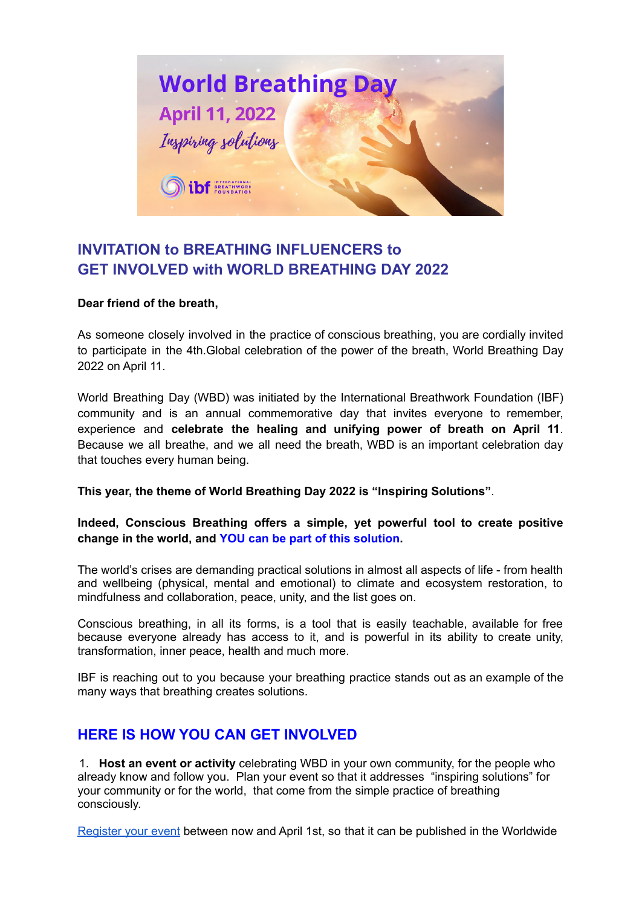World Breathing Day

April 11, 2022

*Inspiring solutions*

ibf INTERNATIONAL BREATHWORK FOUNDATION

## INVITATION to BREATHING INFLUENCERS to GET INVOLVED with WORLD BREATHING DAY 2022

**Dear friend of the breath,**

As someone closely involved in the practice of conscious breathing, you are cordially invited to participate in the 4th.Global celebration of the power of the breath, World Breathing Day 2022 on April 11.

World Breathing Day (WBD) was initiated by the International Breathwork Foundation (IBF) community and is an annual commemorative day that invites everyone to remember, experience and **celebrate the healing and unifying power of breath on April 11**. Because we all breathe, and we all need the breath, WBD is an important celebration day that touches every human being.

**This year, the theme of World Breathing Day 2022 is "Inspiring Solutions"**.

**Indeed, Conscious Breathing offers a simple, yet powerful tool to create positive change in the world, and YOU can be part of this solution.**

The world's crises are demanding practical solutions in almost all aspects of life - from health and wellbeing (physical, mental and emotional) to climate and ecosystem restoration, to mindfulness and collaboration, peace, unity, and the list goes on.

Conscious breathing, in all its forms, is a tool that is easily teachable, available for free because everyone already has access to it, and is powerful in its ability to create unity, transformation, inner peace, health and much more.

IBF is reaching out to you because your breathing practice stands out as an example of the many ways that breathing creates solutions.

## HERE IS HOW YOU CAN GET INVOLVED

1. **Host an event or activity** celebrating WBD in your own community, for the people who already know and follow you. Plan your event so that it addresses "inspiring solutions" for your community or for the world, that come from the simple practice of breathing consciously.

Register your event between now and April 1st, so that it can be published in the Worldwide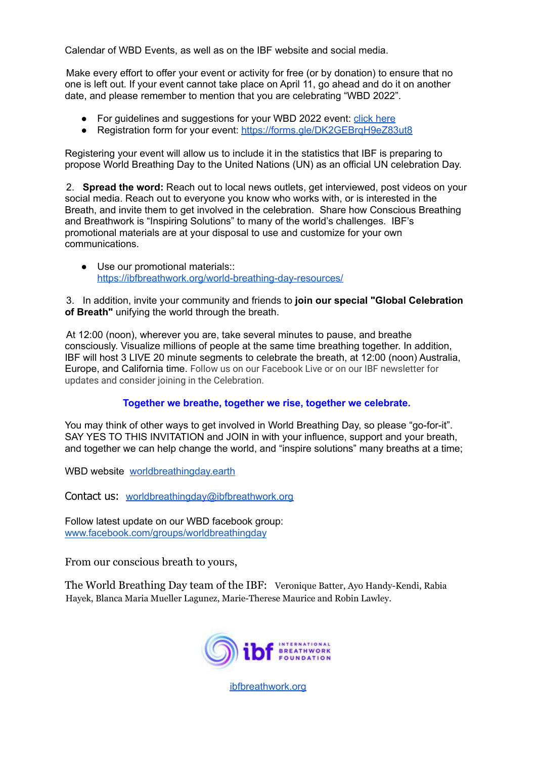Calendar of WBD Events, as well as on the IBF website and social media.

Make every effort to offer your event or activity for free (or by donation) to ensure that no one is left out. If your event cannot take place on April 11, go ahead and do it on another date, and please remember to mention that you are celebrating “WBD 2022”.

- For guidelines and suggestions for your WBD 2022 event: click here
- Registration form for your event: https://forms.gle/DK2GEBrqH9eZ83ut8

Registering your event will allow us to include it in the statistics that IBF is preparing to propose World Breathing Day to the United Nations (UN) as an official UN celebration Day.

2. **Spread the word:** Reach out to local news outlets, get interviewed, post videos on your social media. Reach out to everyone you know who works with, or is interested in the Breath, and invite them to get involved in the celebration. Share how Conscious Breathing and Breathwork is “Inspiring Solutions” to many of the world’s challenges. IBF’s promotional materials are at your disposal to use and customize for your own communications.

- Use our promotional materials:: https://ibfbreathwork.org/world-breathing-day-resources/

3. In addition, invite your community and friends to **join our special "Global Celebration of Breath"** unifying the world through the breath.

At 12:00 (noon), wherever you are, take several minutes to pause, and breathe consciously. Visualize millions of people at the same time breathing together. In addition, IBF will host 3 LIVE 20 minute segments to celebrate the breath, at 12:00 (noon) Australia, Europe, and California time. Follow us on our Facebook Live or on our IBF newsletter for updates and consider joining in the Celebration.

**Together we breathe, together we rise, together we celebrate.**

You may think of other ways to get involved in World Breathing Day, so please “go-for-it”. SAY YES TO THIS INVITATION and JOIN in with your influence, support and your breath, and together we can help change the world, and “inspire solutions” many breaths at a time;

WBD website worldbreathingday.earth

Contact us: worldbreathingday@ibfbreathwork.org

Follow latest update on our WBD facebook group:
www.facebook.com/groups/worldbreathingday

From our conscious breath to yours,

The World Breathing Day team of the IBF: Veronique Batter, Ayo Handy-Kendi, Rabia Hayek, Blanca Maria Mueller Lagunez, Marie-Therese Maurice and Robin Lawley.

ibf INTERNATIONAL BREATHWORK FOUNDATION

ibfbreathwork.org